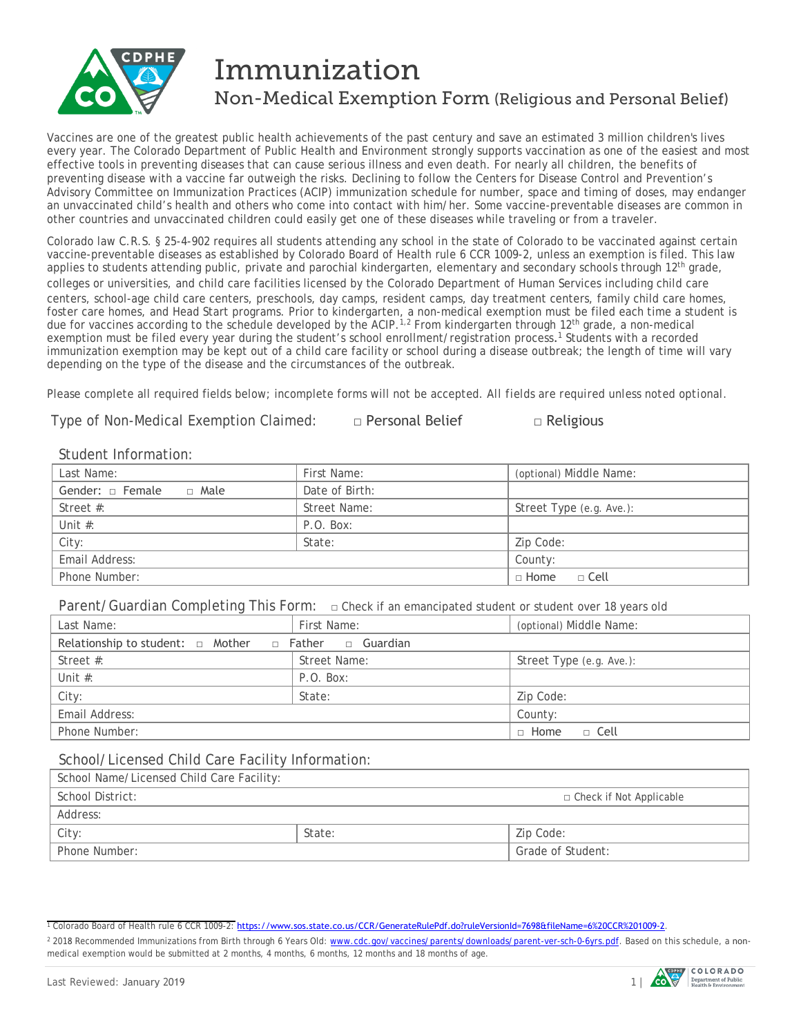# Immunization

## Non-Medical Exemption Form (Religious and Personal Belief)

Vaccines are one of the greatest public health achievements of the past century and save an estimated 3 million children's lives every year. The Colorado Department of Public Health and Environment strongly supports vaccination as one of the easiest and most effective tools in preventing diseases that can cause serious illness and even death. For nearly all children, the benefits of preventing disease with a vaccine far outweigh the risks. Declining to follow the Centers for Disease Control and Prevention's Advisory Committee on Immunization Practices (ACIP) immunization schedule for number, space and timing of doses, may endanger an unvaccinated child's health and others who come into contact with him/her. Some vaccine-preventable diseases are common in other countries and unvaccinated children could easily get one of these diseases while traveling or from a traveler.

Colorado law C.R.S. § 25-4-902 requires all students attending any school in the state of Colorado to be vaccinated against certain vaccine-preventable diseases as established by Colorado Board of Health rule 6 CCR 1009-2, unless an exemption is filed. This law applies to students attending public, private and parochial kindergarten, elementary and secondary schools through 12th grade, colleges or universities, and child care facilities licensed by the Colorado Department of Human Services including child care centers, school-age child care centers, preschools, day camps, resident camps, day treatment centers, family child care homes, foster care homes, and Head Start programs. Prior to kindergarten, a non-medical exemption must be filed each time a student is due for vaccines according to the schedule developed by the ACIP.[1,2] From kindergarten through 12th grade, a non-medical exemption must be filed every year during the student's school enrollment/registration process.[1] Students with a recorded immunization exemption may be kept out of a child care facility or school during a disease outbreak; the length of time will vary depending on the type of the disease and the circumstances of the outbreak.

Please complete all required fields below; incomplete forms will not be accepted. All fields are required unless noted optional.

Type of Non-Medical Exemption Claimed: □ Personal Belief □ Religious

### Student Information:

| Last Name: | First Name: | (optional) Middle Name: |
|---|---|---|
| Gender: □ Female □ Male | Date of Birth: | |
| Street #: | Street Name: | Street Type (e.g. Ave.): |
| Unit #: | P.O. Box: | |
| City: | State: | Zip Code: |
| Email Address: | | County: |
| Phone Number: | | □ Home □ Cell |

### Parent/Guardian Completing This Form: □ Check if an emancipated student or student over 18 years old

| Last Name: | First Name: | (optional) Middle Name: |
|---|---|---|
| Relationship to student: □ Mother □ Father □ Guardian | | |
| Street #: | Street Name: | Street Type (e.g. Ave.): |
| Unit #: | P.O. Box: | |
| City: | State: | Zip Code: |
| Email Address: | | County: |
| Phone Number: | | □ Home □ Cell |

### School/Licensed Child Care Facility Information:

| School Name/Licensed Child Care Facility: | | |
|---|---|---|
| School District: | | □ Check if Not Applicable |
| Address: | | |
| City: | State: | Zip Code: |
| Phone Number: | | Grade of Student: |

[1] Colorado Board of Health rule 6 CCR 1009-2: https://www.sos.state.co.us/CCR/GenerateRulePdf.do?ruleVersionId=7698&fileName=6%20CCR%201009-2.

[2] 2018 Recommended Immunizations from Birth through 6 Years Old: www.cdc.gov/vaccines/parents/downloads/parent-ver-sch-0-6yrs.pdf. Based on this schedule, a non-medical exemption would be submitted at 2 months, 4 months, 6 months, 12 months and 18 months of age.

Last Reviewed: January 2019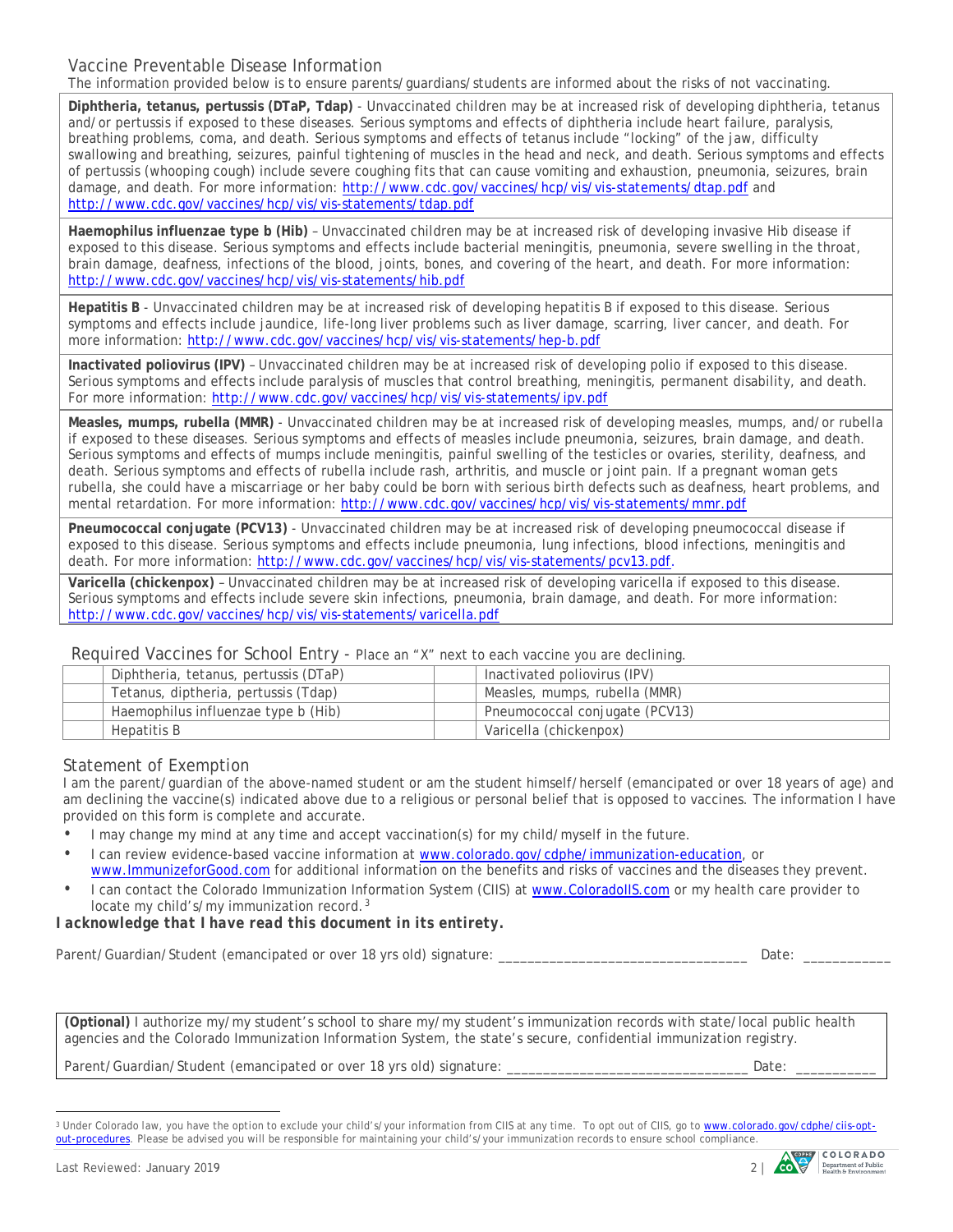## Vaccine Preventable Disease Information

The information provided below is to ensure parents/guardians/students are informed about the risks of not vaccinating.

**Diphtheria, tetanus, pertussis (DTaP, Tdap)** - Unvaccinated children may be at increased risk of developing diphtheria, tetanus and/or pertussis if exposed to these diseases. Serious symptoms and effects of diphtheria include heart failure, paralysis, breathing problems, coma, and death. Serious symptoms and effects of tetanus include "locking" of the jaw, difficulty swallowing and breathing, seizures, painful tightening of muscles in the head and neck, and death. Serious symptoms and effects of pertussis (whooping cough) include severe coughing fits that can cause vomiting and exhaustion, pneumonia, seizures, brain damage, and death. For more information: http://www.cdc.gov/vaccines/hcp/vis/vis-statements/dtap.pdf and http://www.cdc.gov/vaccines/hcp/vis/vis-statements/tdap.pdf

**Haemophilus influenzae type b (Hib)** – Unvaccinated children may be at increased risk of developing invasive Hib disease if exposed to this disease. Serious symptoms and effects include bacterial meningitis, pneumonia, severe swelling in the throat, brain damage, deafness, infections of the blood, joints, bones, and covering of the heart, and death. For more information: http://www.cdc.gov/vaccines/hcp/vis/vis-statements/hib.pdf

**Hepatitis B** - Unvaccinated children may be at increased risk of developing hepatitis B if exposed to this disease. Serious symptoms and effects include jaundice, life-long liver problems such as liver damage, scarring, liver cancer, and death. For more information: http://www.cdc.gov/vaccines/hcp/vis/vis-statements/hep-b.pdf

**Inactivated poliovirus (IPV)** – Unvaccinated children may be at increased risk of developing polio if exposed to this disease. Serious symptoms and effects include paralysis of muscles that control breathing, meningitis, permanent disability, and death. For more information: http://www.cdc.gov/vaccines/hcp/vis/vis-statements/ipv.pdf

**Measles, mumps, rubella (MMR)** - Unvaccinated children may be at increased risk of developing measles, mumps, and/or rubella if exposed to these diseases. Serious symptoms and effects of measles include pneumonia, seizures, brain damage, and death. Serious symptoms and effects of mumps include meningitis, painful swelling of the testicles or ovaries, sterility, deafness, and death. Serious symptoms and effects of rubella include rash, arthritis, and muscle or joint pain. If a pregnant woman gets rubella, she could have a miscarriage or her baby could be born with serious birth defects such as deafness, heart problems, and mental retardation. For more information: http://www.cdc.gov/vaccines/hcp/vis/vis-statements/mmr.pdf

**Pneumococcal conjugate (PCV13)** - Unvaccinated children may be at increased risk of developing pneumococcal disease if exposed to this disease. Serious symptoms and effects include pneumonia, lung infections, blood infections, meningitis and death. For more information: http://www.cdc.gov/vaccines/hcp/vis/vis-statements/pcv13.pdf.

**Varicella (chickenpox)** – Unvaccinated children may be at increased risk of developing varicella if exposed to this disease. Serious symptoms and effects include severe skin infections, pneumonia, brain damage, and death. For more information: http://www.cdc.gov/vaccines/hcp/vis/vis-statements/varicella.pdf

## Required Vaccines for School Entry - Place an "X" next to each vaccine you are declining.

| | | | |
|---|---|---|---|
| | Diphtheria, tetanus, pertussis (DTaP) | | Inactivated poliovirus (IPV) |
| | Tetanus, diptheria, pertussis (Tdap) | | Measles, mumps, rubella (MMR) |
| | Haemophilus influenzae type b (Hib) | | Pneumococcal conjugate (PCV13) |
| | Hepatitis B | | Varicella (chickenpox) |

## Statement of Exemption

I am the parent/guardian of the above-named student or am the student himself/herself (emancipated or over 18 years of age) and am declining the vaccine(s) indicated above due to a religious or personal belief that is opposed to vaccines. The information I have provided on this form is complete and accurate.

- I may change my mind at any time and accept vaccination(s) for my child/myself in the future.
- I can review evidence-based vaccine information at www.colorado.gov/cdphe/immunization-education, or www.ImmunizeforGood.com for additional information on the benefits and risks of vaccines and the diseases they prevent.
- I can contact the Colorado Immunization Information System (CIIS) at www.ColoradoIIS.com or my health care provider to locate my child's/my immunization record.[3]

***I acknowledge that I have read this document in its entirety.***

Parent/Guardian/Student (emancipated or over 18 yrs old) signature: _______________________________ Date: ___________

**(Optional)** I authorize my/my student's school to share my/my student's immunization records with state/local public health agencies and the Colorado Immunization Information System, the state's secure, confidential immunization registry.

Parent/Guardian/Student (emancipated or over 18 yrs old) signature: _______________________________ Date: __________

[3] Under Colorado law, you have the option to exclude your child's/your information from CIIS at any time. To opt out of CIIS, go to www.colorado.gov/cdphe/ciis-opt-out-procedures. Please be advised you will be responsible for maintaining your child's/your immunization records to ensure school compliance.

Last Reviewed: January 2019